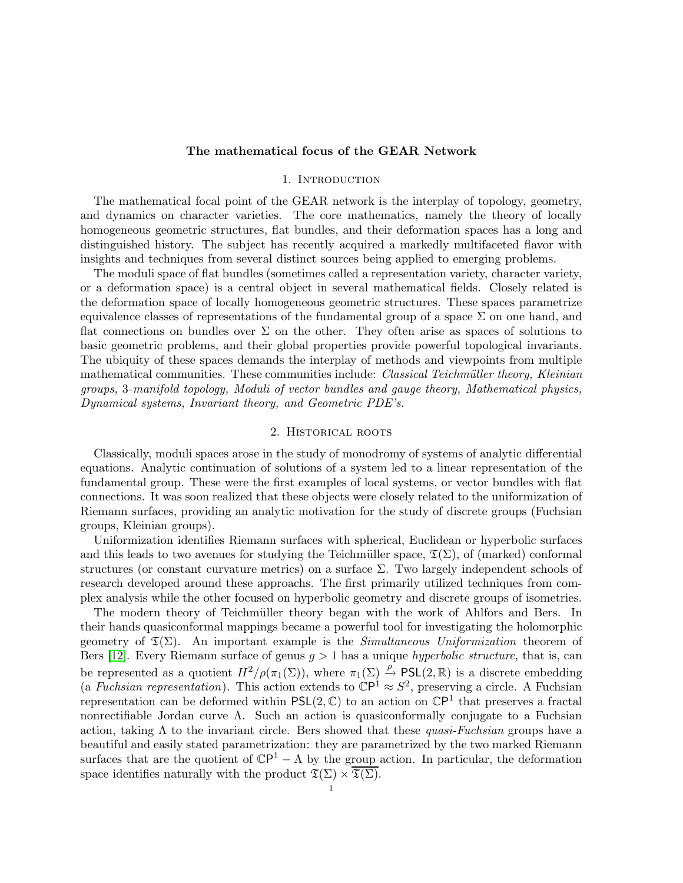# The mathematical focus of the GEAR Network

## 1. Introduction

The mathematical focal point of the GEAR network is the interplay of topology, geometry, and dynamics on character varieties. The core mathematics, namely the theory of locally homogeneous geometric structures, flat bundles, and their deformation spaces has a long and distinguished history. The subject has recently acquired a markedly multifaceted flavor with insights and techniques from several distinct sources being applied to emerging problems.

The moduli space of flat bundles (sometimes called a representation variety, character variety, or a deformation space) is a central object in several mathematical fields. Closely related is the deformation space of locally homogeneous geometric structures. These spaces parametrize equivalence classes of representations of the fundamental group of a space $\Sigma$ on one hand, and flat connections on bundles over $\Sigma$ on the other. They often arise as spaces of solutions to basic geometric problems, and their global properties provide powerful topological invariants. The ubiquity of these spaces demands the interplay of methods and viewpoints from multiple mathematical communities. These communities include: *Classical Teichmüller theory, Kleinian groups, 3-manifold topology, Moduli of vector bundles and gauge theory, Mathematical physics, Dynamical systems, Invariant theory, and Geometric PDE's.*

## 2. Historical roots

Classically, moduli spaces arose in the study of monodromy of systems of analytic differential equations. Analytic continuation of solutions of a system led to a linear representation of the fundamental group. These were the first examples of local systems, or vector bundles with flat connections. It was soon realized that these objects were closely related to the uniformization of Riemann surfaces, providing an analytic motivation for the study of discrete groups (Fuchsian groups, Kleinian groups).

Uniformization identifies Riemann surfaces with spherical, Euclidean or hyperbolic surfaces and this leads to two avenues for studying the Teichmüller space, $\mathfrak{T}(\Sigma)$, of (marked) conformal structures (or constant curvature metrics) on a surface $\Sigma$. Two largely independent schools of research developed around these approachs. The first primarily utilized techniques from complex analysis while the other focused on hyperbolic geometry and discrete groups of isometries.

The modern theory of Teichmüller theory began with the work of Ahlfors and Bers. In their hands quasiconformal mappings became a powerful tool for investigating the holomorphic geometry of $\mathfrak{T}(\Sigma)$. An important example is the *Simultaneous Uniformization* theorem of Bers [12]. Every Riemann surface of genus $g > 1$ has a unique *hyperbolic structure,* that is, can be represented as a quotient $H^2/\rho(\pi_1(\Sigma))$, where $\pi_1(\Sigma) \xrightarrow{\rho} \mathsf{PSL}(2,\mathbb{R})$ is a discrete embedding (a *Fuchsian representation*). This action extends to $\mathbb{C}\mathsf{P}^1 \approx S^2$, preserving a circle. A Fuchsian representation can be deformed within $\mathsf{PSL}(2,\mathbb{C})$ to an action on $\mathbb{C}\mathsf{P}^1$ that preserves a fractal nonrectifiable Jordan curve $\Lambda$. Such an action is quasiconformally conjugate to a Fuchsian action, taking $\Lambda$ to the invariant circle. Bers showed that these *quasi-Fuchsian* groups have a beautiful and easily stated parametrization: they are parametrized by the two marked Riemann surfaces that are the quotient of $\mathbb{C}\mathsf{P}^1 - \Lambda$ by the group action. In particular, the deformation space identifies naturally with the product $\mathfrak{T}(\Sigma) \times \overline{\mathfrak{T}(\Sigma)}$.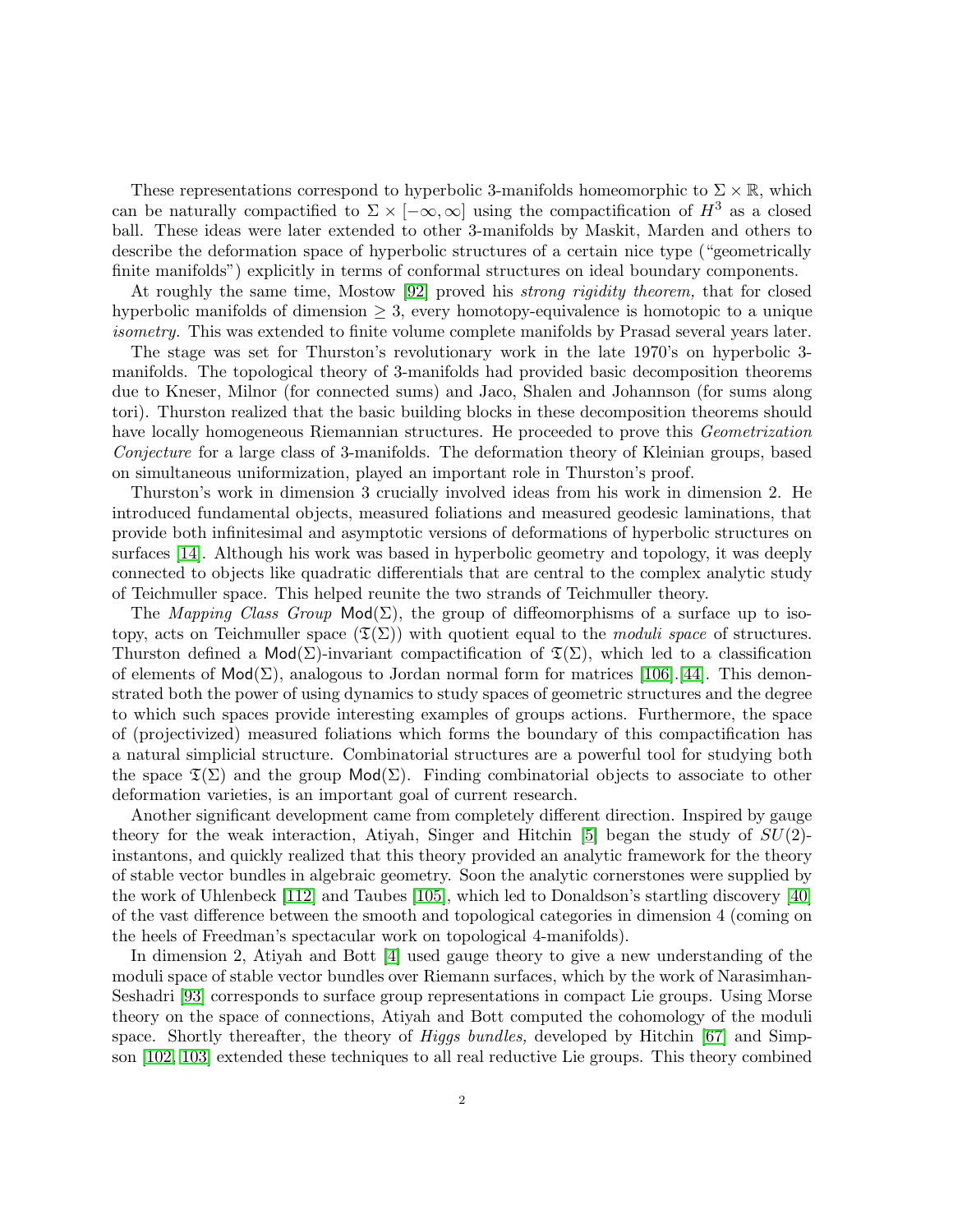These representations correspond to hyperbolic 3-manifolds homeomorphic to $\Sigma \times \mathbb{R}$, which can be naturally compactified to $\Sigma \times [-\infty, \infty]$ using the compactification of $H^3$ as a closed ball. These ideas were later extended to other 3-manifolds by Maskit, Marden and others to describe the deformation space of hyperbolic structures of a certain nice type ("geometrically finite manifolds") explicitly in terms of conformal structures on ideal boundary components.

At roughly the same time, Mostow [92] proved his *strong rigidity theorem,* that for closed hyperbolic manifolds of dimension $\geq 3$, every homotopy-equivalence is homotopic to a unique *isometry.* This was extended to finite volume complete manifolds by Prasad several years later.

The stage was set for Thurston's revolutionary work in the late 1970's on hyperbolic 3-manifolds. The topological theory of 3-manifolds had provided basic decomposition theorems due to Kneser, Milnor (for connected sums) and Jaco, Shalen and Johannson (for sums along tori). Thurston realized that the basic building blocks in these decomposition theorems should have locally homogeneous Riemannian structures. He proceeded to prove this *Geometrization Conjecture* for a large class of 3-manifolds. The deformation theory of Kleinian groups, based on simultaneous uniformization, played an important role in Thurston's proof.

Thurston's work in dimension 3 crucially involved ideas from his work in dimension 2. He introduced fundamental objects, measured foliations and measured geodesic laminations, that provide both infinitesimal and asymptotic versions of deformations of hyperbolic structures on surfaces [14]. Although his work was based in hyperbolic geometry and topology, it was deeply connected to objects like quadratic differentials that are central to the complex analytic study of Teichmuller space. This helped reunite the two strands of Teichmuller theory.

The *Mapping Class Group* $\mathsf{Mod}(\Sigma)$, the group of diffeomorphisms of a surface up to isotopy, acts on Teichmuller space $(\mathfrak{T}(\Sigma))$ with quotient equal to the *moduli space* of structures. Thurston defined a $\mathsf{Mod}(\Sigma)$-invariant compactification of $\mathfrak{T}(\Sigma)$, which led to a classification of elements of $\mathsf{Mod}(\Sigma)$, analogous to Jordan normal form for matrices [106],[44]. This demonstrated both the power of using dynamics to study spaces of geometric structures and the degree to which such spaces provide interesting examples of groups actions. Furthermore, the space of (projectivized) measured foliations which forms the boundary of this compactification has a natural simplicial structure. Combinatorial structures are a powerful tool for studying both the space $\mathfrak{T}(\Sigma)$ and the group $\mathsf{Mod}(\Sigma)$. Finding combinatorial objects to associate to other deformation varieties, is an important goal of current research.

Another significant development came from completely different direction. Inspired by gauge theory for the weak interaction, Atiyah, Singer and Hitchin [5] began the study of $SU(2)$-instantons, and quickly realized that this theory provided an analytic framework for the theory of stable vector bundles in algebraic geometry. Soon the analytic cornerstones were supplied by the work of Uhlenbeck [112] and Taubes [105], which led to Donaldson's startling discovery [40] of the vast difference between the smooth and topological categories in dimension 4 (coming on the heels of Freedman's spectacular work on topological 4-manifolds).

In dimension 2, Atiyah and Bott [4] used gauge theory to give a new understanding of the moduli space of stable vector bundles over Riemann surfaces, which by the work of Narasimhan-Seshadri [93] corresponds to surface group representations in compact Lie groups. Using Morse theory on the space of connections, Atiyah and Bott computed the cohomology of the moduli space. Shortly thereafter, the theory of *Higgs bundles,* developed by Hitchin [67] and Simpson [102, 103] extended these techniques to all real reductive Lie groups. This theory combined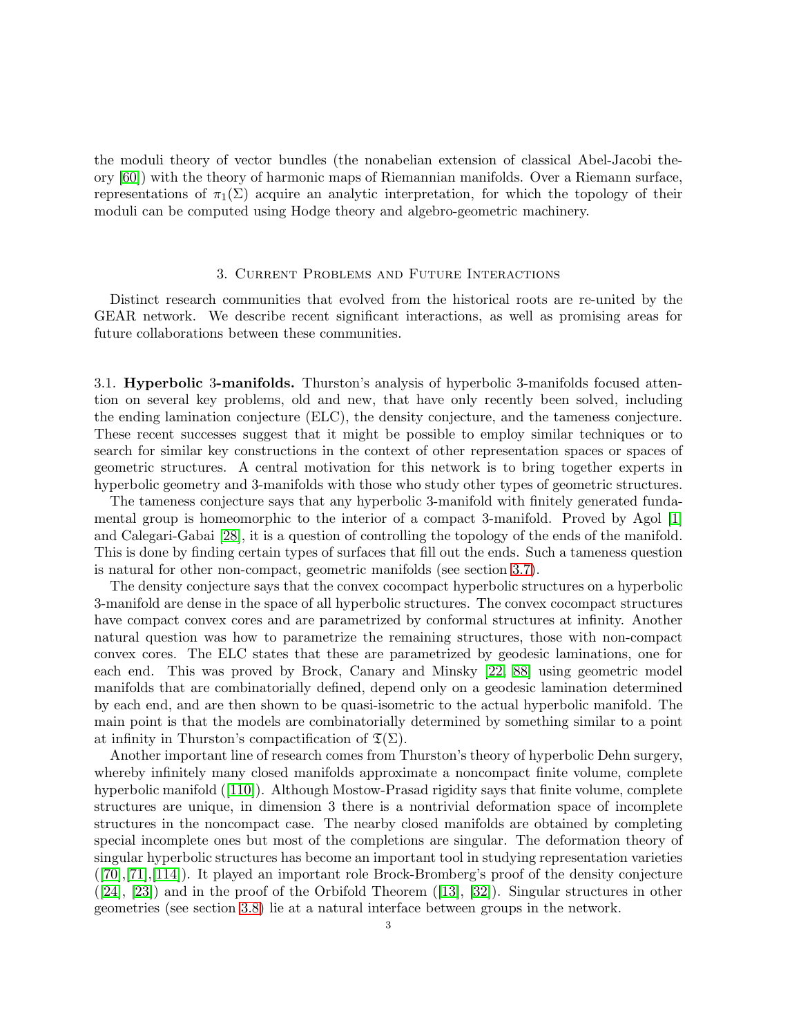the moduli theory of vector bundles (the nonabelian extension of classical Abel-Jacobi theory [60]) with the theory of harmonic maps of Riemannian manifolds. Over a Riemann surface, representations of $\pi_1(\Sigma)$ acquire an analytic interpretation, for which the topology of their moduli can be computed using Hodge theory and algebro-geometric machinery.

## 3. Current Problems and Future Interactions

Distinct research communities that evolved from the historical roots are re-united by the GEAR network. We describe recent significant interactions, as well as promising areas for future collaborations between these communities.

3.1. **Hyperbolic 3-manifolds.** Thurston's analysis of hyperbolic 3-manifolds focused attention on several key problems, old and new, that have only recently been solved, including the ending lamination conjecture (ELC), the density conjecture, and the tameness conjecture. These recent successes suggest that it might be possible to employ similar techniques or to search for similar key constructions in the context of other representation spaces or spaces of geometric structures. A central motivation for this network is to bring together experts in hyperbolic geometry and 3-manifolds with those who study other types of geometric structures.

The tameness conjecture says that any hyperbolic 3-manifold with finitely generated fundamental group is homeomorphic to the interior of a compact 3-manifold. Proved by Agol [1] and Calegari-Gabai [28], it is a question of controlling the topology of the ends of the manifold. This is done by finding certain types of surfaces that fill out the ends. Such a tameness question is natural for other non-compact, geometric manifolds (see section 3.7).

The density conjecture says that the convex cocompact hyperbolic structures on a hyperbolic 3-manifold are dense in the space of all hyperbolic structures. The convex cocompact structures have compact convex cores and are parametrized by conformal structures at infinity. Another natural question was how to parametrize the remaining structures, those with non-compact convex cores. The ELC states that these are parametrized by geodesic laminations, one for each end. This was proved by Brock, Canary and Minsky [22, 88] using geometric model manifolds that are combinatorially defined, depend only on a geodesic lamination determined by each end, and are then shown to be quasi-isometric to the actual hyperbolic manifold. The main point is that the models are combinatorially determined by something similar to a point at infinity in Thurston's compactification of $\mathfrak{T}(\Sigma)$.

Another important line of research comes from Thurston's theory of hyperbolic Dehn surgery, whereby infinitely many closed manifolds approximate a noncompact finite volume, complete hyperbolic manifold ([110]). Although Mostow-Prasad rigidity says that finite volume, complete structures are unique, in dimension 3 there is a nontrivial deformation space of incomplete structures in the noncompact case. The nearby closed manifolds are obtained by completing special incomplete ones but most of the completions are singular. The deformation theory of singular hyperbolic structures has become an important tool in studying representation varieties ([70],[71],[114]). It played an important role Brock-Bromberg's proof of the density conjecture ([24], [23]) and in the proof of the Orbifold Theorem ([13], [32]). Singular structures in other geometries (see section 3.8) lie at a natural interface between groups in the network.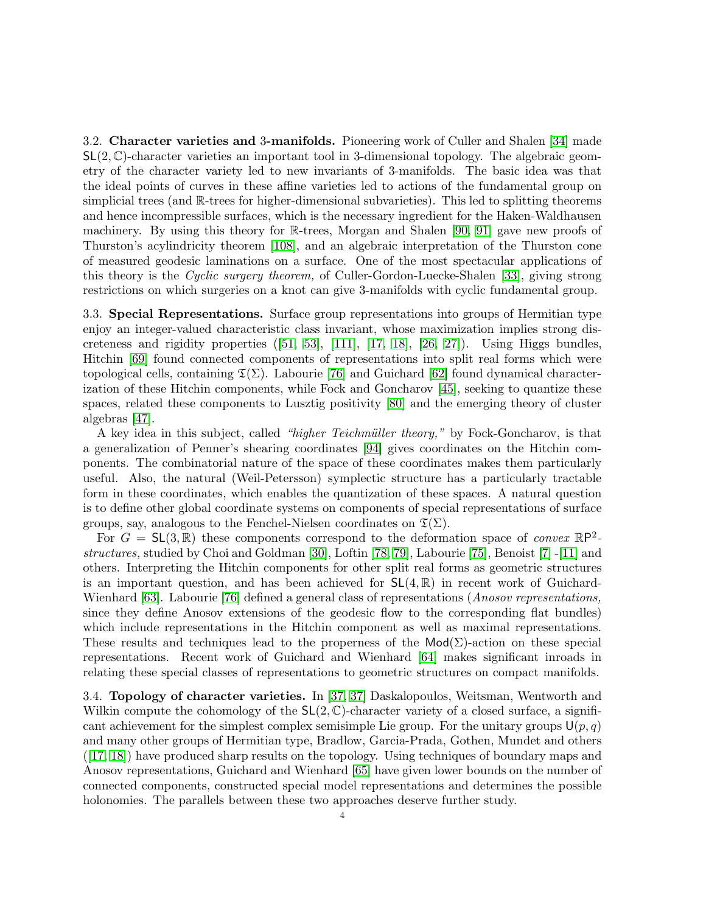3.2. **Character varieties and 3-manifolds.** Pioneering work of Culler and Shalen [34] made $\mathsf{SL}(2,\mathbb{C})$-character varieties an important tool in 3-dimensional topology. The algebraic geometry of the character variety led to new invariants of 3-manifolds. The basic idea was that the ideal points of curves in these affine varieties led to actions of the fundamental group on simplicial trees (and $\mathbb{R}$-trees for higher-dimensional subvarieties). This led to splitting theorems and hence incompressible surfaces, which is the necessary ingredient for the Haken-Waldhausen machinery. By using this theory for $\mathbb{R}$-trees, Morgan and Shalen [90, 91] gave new proofs of Thurston's acylindricity theorem [108], and an algebraic interpretation of the Thurston cone of measured geodesic laminations on a surface. One of the most spectacular applications of this theory is the *Cyclic surgery theorem,* of Culler-Gordon-Luecke-Shalen [33], giving strong restrictions on which surgeries on a knot can give 3-manifolds with cyclic fundamental group.

3.3. **Special Representations.** Surface group representations into groups of Hermitian type enjoy an integer-valued characteristic class invariant, whose maximization implies strong discreteness and rigidity properties ([51, 53], [111], [17, 18], [26, 27]). Using Higgs bundles, Hitchin [69] found connected components of representations into split real forms which were topological cells, containing $\mathfrak{T}(\Sigma)$. Labourie [76] and Guichard [62] found dynamical characterization of these Hitchin components, while Fock and Goncharov [45], seeking to quantize these spaces, related these components to Lusztig positivity [80] and the emerging theory of cluster algebras [47].

A key idea in this subject, called *"higher Teichmüller theory,"* by Fock-Goncharov, is that a generalization of Penner's shearing coordinates [94] gives coordinates on the Hitchin components. The combinatorial nature of the space of these coordinates makes them particularly useful. Also, the natural (Weil-Petersson) symplectic structure has a particularly tractable form in these coordinates, which enables the quantization of these spaces. A natural question is to define other global coordinate systems on components of special representations of surface groups, say, analogous to the Fenchel-Nielsen coordinates on $\mathfrak{T}(\Sigma)$.

For $G = \mathsf{SL}(3,\mathbb{R})$ these components correspond to the deformation space of *convex* $\mathbb{R}\mathsf{P}^2$-*structures,* studied by Choi and Goldman [30], Loftin [78, 79], Labourie [75], Benoist [7] -[11] and others. Interpreting the Hitchin components for other split real forms as geometric structures is an important question, and has been achieved for $\mathsf{SL}(4,\mathbb{R})$ in recent work of Guichard-Wienhard [63]. Labourie [76] defined a general class of representations (*Anosov representations,* since they define Anosov extensions of the geodesic flow to the corresponding flat bundles) which include representations in the Hitchin component as well as maximal representations. These results and techniques lead to the properness of the $\mathsf{Mod}(\Sigma)$-action on these special representations. Recent work of Guichard and Wienhard [64] makes significant inroads in relating these special classes of representations to geometric structures on compact manifolds.

3.4. **Topology of character varieties.** In [37, 37] Daskalopoulos, Weitsman, Wentworth and Wilkin compute the cohomology of the $\mathsf{SL}(2,\mathbb{C})$-character variety of a closed surface, a significant achievement for the simplest complex semisimple Lie group. For the unitary groups $\mathsf{U}(p,q)$ and many other groups of Hermitian type, Bradlow, Garcia-Prada, Gothen, Mundet and others ([17, 18]) have produced sharp results on the topology. Using techniques of boundary maps and Anosov representations, Guichard and Wienhard [65] have given lower bounds on the number of connected components, constructed special model representations and determines the possible holonomies. The parallels between these two approaches deserve further study.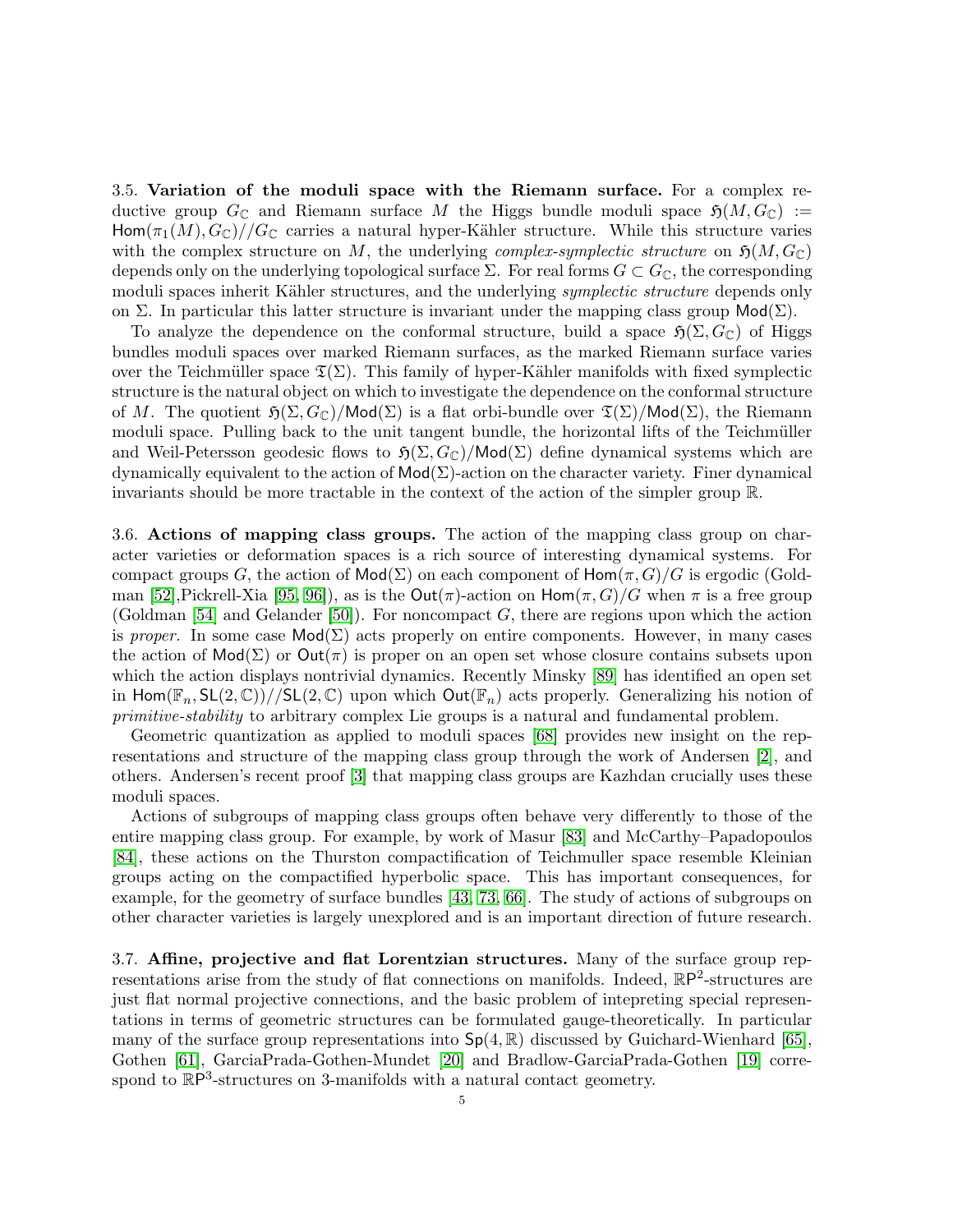3.5. **Variation of the moduli space with the Riemann surface.** For a complex reductive group $G_{\mathbb{C}}$ and Riemann surface $M$ the Higgs bundle moduli space $\mathfrak{H}(M, G_{\mathbb{C}}) := \mathsf{Hom}(\pi_1(M), G_{\mathbb{C}})//G_{\mathbb{C}}$ carries a natural hyper-Kähler structure. While this structure varies with the complex structure on $M$, the underlying *complex-symplectic structure* on $\mathfrak{H}(M, G_{\mathbb{C}})$ depends only on the underlying topological surface $\Sigma$. For real forms $G \subset G_{\mathbb{C}}$, the corresponding moduli spaces inherit Kähler structures, and the underlying *symplectic structure* depends only on $\Sigma$. In particular this latter structure is invariant under the mapping class group $\mathsf{Mod}(\Sigma)$.

To analyze the dependence on the conformal structure, build a space $\mathfrak{H}(\Sigma, G_{\mathbb{C}})$ of Higgs bundles moduli spaces over marked Riemann surfaces, as the marked Riemann surface varies over the Teichmüller space $\mathfrak{T}(\Sigma)$. This family of hyper-Kähler manifolds with fixed symplectic structure is the natural object on which to investigate the dependence on the conformal structure of $M$. The quotient $\mathfrak{H}(\Sigma, G_{\mathbb{C}})/\mathsf{Mod}(\Sigma)$ is a flat orbi-bundle over $\mathfrak{T}(\Sigma)/\mathsf{Mod}(\Sigma)$, the Riemann moduli space. Pulling back to the unit tangent bundle, the horizontal lifts of the Teichmüller and Weil-Petersson geodesic flows to $\mathfrak{H}(\Sigma, G_{\mathbb{C}})/\mathsf{Mod}(\Sigma)$ define dynamical systems which are dynamically equivalent to the action of $\mathsf{Mod}(\Sigma)$-action on the character variety. Finer dynamical invariants should be more tractable in the context of the action of the simpler group $\mathbb{R}$.

3.6. **Actions of mapping class groups.** The action of the mapping class group on character varieties or deformation spaces is a rich source of interesting dynamical systems. For compact groups $G$, the action of $\mathsf{Mod}(\Sigma)$ on each component of $\mathsf{Hom}(\pi, G)/G$ is ergodic (Goldman [52],Pickrell-Xia [95, 96]), as is the $\mathsf{Out}(\pi)$-action on $\mathsf{Hom}(\pi, G)/G$ when $\pi$ is a free group (Goldman [54] and Gelander [50]). For noncompact $G$, there are regions upon which the action is *proper*. In some case $\mathsf{Mod}(\Sigma)$ acts properly on entire components. However, in many cases the action of $\mathsf{Mod}(\Sigma)$ or $\mathsf{Out}(\pi)$ is proper on an open set whose closure contains subsets upon which the action displays nontrivial dynamics. Recently Minsky [89] has identified an open set in $\mathsf{Hom}(\mathbb{F}_n, \mathsf{SL}(2, \mathbb{C}))//\mathsf{SL}(2, \mathbb{C})$ upon which $\mathsf{Out}(\mathbb{F}_n)$ acts properly. Generalizing his notion of *primitive-stability* to arbitrary complex Lie groups is a natural and fundamental problem.

Geometric quantization as applied to moduli spaces [68] provides new insight on the representations and structure of the mapping class group through the work of Andersen [2], and others. Andersen's recent proof [3] that mapping class groups are Kazhdan crucially uses these moduli spaces.

Actions of subgroups of mapping class groups often behave very differently to those of the entire mapping class group. For example, by work of Masur [83] and McCarthy–Papadopoulos [84], these actions on the Thurston compactification of Teichmuller space resemble Kleinian groups acting on the compactified hyperbolic space. This has important consequences, for example, for the geometry of surface bundles [43, 73, 66]. The study of actions of subgroups on other character varieties is largely unexplored and is an important direction of future research.

3.7. **Affine, projective and flat Lorentzian structures.** Many of the surface group representations arise from the study of flat connections on manifolds. Indeed, $\mathbb{RP}^2$-structures are just flat normal projective connections, and the basic problem of intepreting special representations in terms of geometric structures can be formulated gauge-theoretically. In particular many of the surface group representations into $\mathsf{Sp}(4, \mathbb{R})$ discussed by Guichard-Wienhard [65], Gothen [61], GarciaPrada-Gothen-Mundet [20] and Bradlow-GarciaPrada-Gothen [19] correspond to $\mathbb{RP}^3$-structures on 3-manifolds with a natural contact geometry.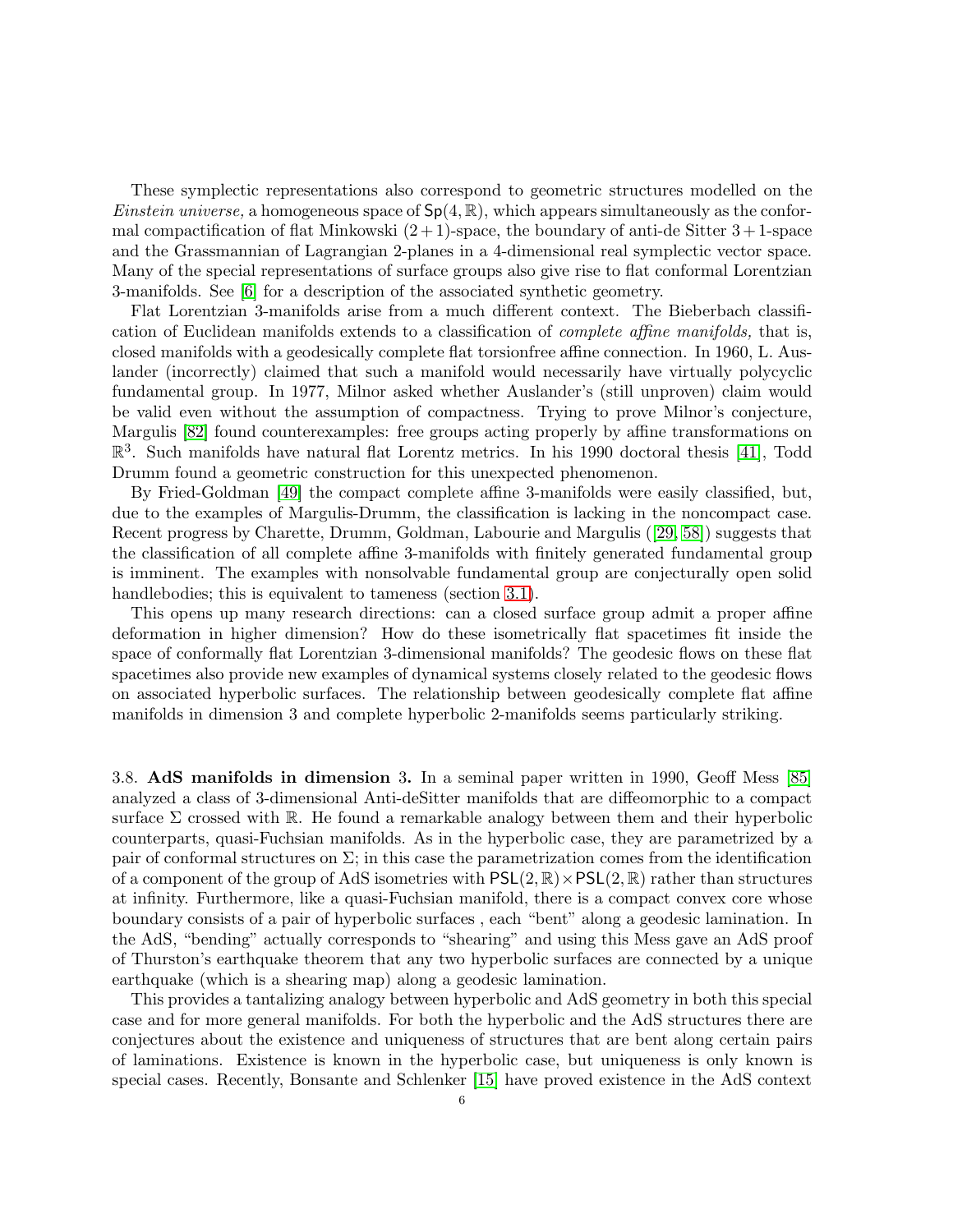These symplectic representations also correspond to geometric structures modelled on the *Einstein universe,* a homogeneous space of $\mathsf{Sp}(4,\mathbb{R})$, which appears simultaneously as the conformal compactification of flat Minkowski $(2+1)$-space, the boundary of anti-de Sitter $3+1$-space and the Grassmannian of Lagrangian 2-planes in a 4-dimensional real symplectic vector space. Many of the special representations of surface groups also give rise to flat conformal Lorentzian 3-manifolds. See [6] for a description of the associated synthetic geometry.

Flat Lorentzian 3-manifolds arise from a much different context. The Bieberbach classification of Euclidean manifolds extends to a classification of *complete affine manifolds,* that is, closed manifolds with a geodesically complete flat torsionfree affine connection. In 1960, L. Auslander (incorrectly) claimed that such a manifold would necessarily have virtually polycyclic fundamental group. In 1977, Milnor asked whether Auslander's (still unproven) claim would be valid even without the assumption of compactness. Trying to prove Milnor's conjecture, Margulis [82] found counterexamples: free groups acting properly by affine transformations on $\mathbb{R}^3$. Such manifolds have natural flat Lorentz metrics. In his 1990 doctoral thesis [41], Todd Drumm found a geometric construction for this unexpected phenomenon.

By Fried-Goldman [49] the compact complete affine 3-manifolds were easily classified, but, due to the examples of Margulis-Drumm, the classification is lacking in the noncompact case. Recent progress by Charette, Drumm, Goldman, Labourie and Margulis ([29, 58]) suggests that the classification of all complete affine 3-manifolds with finitely generated fundamental group is imminent. The examples with nonsolvable fundamental group are conjecturally open solid handlebodies; this is equivalent to tameness (section 3.1).

This opens up many research directions: can a closed surface group admit a proper affine deformation in higher dimension? How do these isometrically flat spacetimes fit inside the space of conformally flat Lorentzian 3-dimensional manifolds? The geodesic flows on these flat spacetimes also provide new examples of dynamical systems closely related to the geodesic flows on associated hyperbolic surfaces. The relationship between geodesically complete flat affine manifolds in dimension 3 and complete hyperbolic 2-manifolds seems particularly striking.

3.8. **AdS manifolds in dimension** 3. In a seminal paper written in 1990, Geoff Mess [85] analyzed a class of 3-dimensional Anti-deSitter manifolds that are diffeomorphic to a compact surface $\Sigma$ crossed with $\mathbb{R}$. He found a remarkable analogy between them and their hyperbolic counterparts, quasi-Fuchsian manifolds. As in the hyperbolic case, they are parametrized by a pair of conformal structures on $\Sigma$; in this case the parametrization comes from the identification of a component of the group of AdS isometries with $\mathsf{PSL}(2,\mathbb{R})\times\mathsf{PSL}(2,\mathbb{R})$ rather than structures at infinity. Furthermore, like a quasi-Fuchsian manifold, there is a compact convex core whose boundary consists of a pair of hyperbolic surfaces , each "bent" along a geodesic lamination. In the AdS, "bending" actually corresponds to "shearing" and using this Mess gave an AdS proof of Thurston's earthquake theorem that any two hyperbolic surfaces are connected by a unique earthquake (which is a shearing map) along a geodesic lamination.

This provides a tantalizing analogy between hyperbolic and AdS geometry in both this special case and for more general manifolds. For both the hyperbolic and the AdS structures there are conjectures about the existence and uniqueness of structures that are bent along certain pairs of laminations. Existence is known in the hyperbolic case, but uniqueness is only known is special cases. Recently, Bonsante and Schlenker [15] have proved existence in the AdS context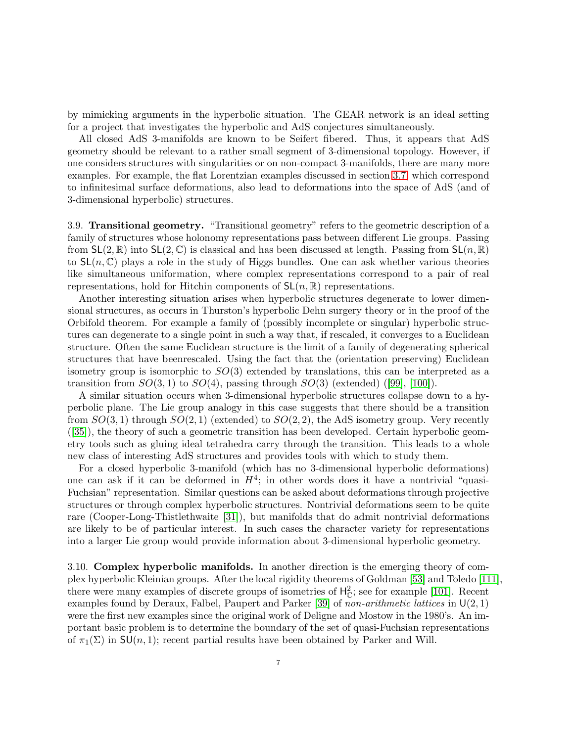by mimicking arguments in the hyperbolic situation. The GEAR network is an ideal setting for a project that investigates the hyperbolic and AdS conjectures simultaneously.

All closed AdS 3-manifolds are known to be Seifert fibered. Thus, it appears that AdS geometry should be relevant to a rather small segment of 3-dimensional topology. However, if one considers structures with singularities or on non-compact 3-manifolds, there are many more examples. For example, the flat Lorentzian examples discussed in section 3.7, which correspond to infinitesimal surface deformations, also lead to deformations into the space of AdS (and of 3-dimensional hyperbolic) structures.

**3.9. Transitional geometry.** "Transitional geometry" refers to the geometric description of a family of structures whose holonomy representations pass between different Lie groups. Passing from $\mathsf{SL}(2, \mathbb{R})$ into $\mathsf{SL}(2, \mathbb{C})$ is classical and has been discussed at length. Passing from $\mathsf{SL}(n, \mathbb{R})$ to $\mathsf{SL}(n, \mathbb{C})$ plays a role in the study of Higgs bundles. One can ask whether various theories like simultaneous uniformation, where complex representations correspond to a pair of real representations, hold for Hitchin components of $\mathsf{SL}(n, \mathbb{R})$ representations.

Another interesting situation arises when hyperbolic structures degenerate to lower dimensional structures, as occurs in Thurston's hyperbolic Dehn surgery theory or in the proof of the Orbifold theorem. For example a family of (possibly incomplete or singular) hyperbolic structures can degenerate to a single point in such a way that, if rescaled, it converges to a Euclidean structure. Often the same Euclidean structure is the limit of a family of degenerating spherical structures that have beenrescaled. Using the fact that the (orientation preserving) Euclidean isometry group is isomorphic to $SO(3)$ extended by translations, this can be interpreted as a transition from $SO(3, 1)$ to $SO(4)$, passing through $SO(3)$ (extended) ([99], [100]).

A similar situation occurs when 3-dimensional hyperbolic structures collapse down to a hyperbolic plane. The Lie group analogy in this case suggests that there should be a transition from $SO(3, 1)$ through $SO(2, 1)$ (extended) to $SO(2, 2)$, the AdS isometry group. Very recently ([35]), the theory of such a geometric transition has been developed. Certain hyperbolic geometry tools such as gluing ideal tetrahedra carry through the transition. This leads to a whole new class of interesting AdS structures and provides tools with which to study them.

For a closed hyperbolic 3-manifold (which has no 3-dimensional hyperbolic deformations) one can ask if it can be deformed in $H^4$; in other words does it have a nontrivial "quasi-Fuchsian" representation. Similar questions can be asked about deformations through projective structures or through complex hyperbolic structures. Nontrivial deformations seem to be quite rare (Cooper-Long-Thistlethwaite [31]), but manifolds that do admit nontrivial deformations are likely to be of particular interest. In such cases the character variety for representations into a larger Lie group would provide information about 3-dimensional hyperbolic geometry.

**3.10. Complex hyperbolic manifolds.** In another direction is the emerging theory of complex hyperbolic Kleinian groups. After the local rigidity theorems of Goldman [53] and Toledo [111], there were many examples of discrete groups of isometries of $\mathsf{H}^2_{\mathbb{C}}$; see for example [101]. Recent examples found by Deraux, Falbel, Paupert and Parker [39] of *non-arithmetic lattices* in $\mathsf{U}(2, 1)$ were the first new examples since the original work of Deligne and Mostow in the 1980's. An important basic problem is to determine the boundary of the set of quasi-Fuchsian representations of $\pi_1(\Sigma)$ in $\mathsf{SU}(n, 1)$; recent partial results have been obtained by Parker and Will.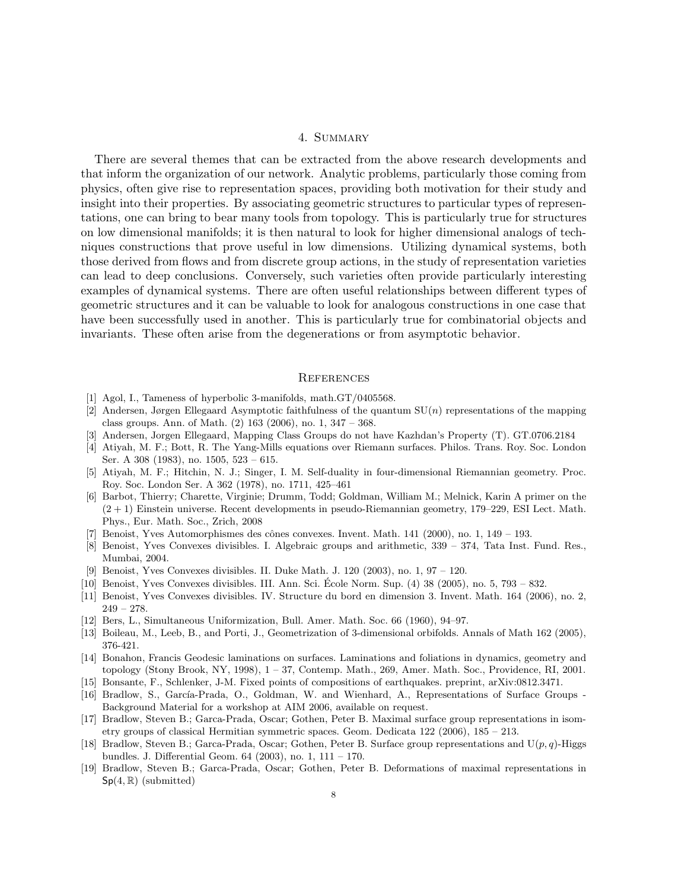## 4. Summary

There are several themes that can be extracted from the above research developments and that inform the organization of our network. Analytic problems, particularly those coming from physics, often give rise to representation spaces, providing both motivation for their study and insight into their properties. By associating geometric structures to particular types of representations, one can bring to bear many tools from topology. This is particularly true for structures on low dimensional manifolds; it is then natural to look for higher dimensional analogs of techniques constructions that prove useful in low dimensions. Utilizing dynamical systems, both those derived from flows and from discrete group actions, in the study of representation varieties can lead to deep conclusions. Conversely, such varieties often provide particularly interesting examples of dynamical systems. There are often useful relationships between different types of geometric structures and it can be valuable to look for analogous constructions in one case that have been successfully used in another. This is particularly true for combinatorial objects and invariants. These often arise from the degenerations or from asymptotic behavior.

## References

[1] Agol, I., Tameness of hyperbolic 3-manifolds, math.GT/0405568.

[2] Andersen, Jørgen Ellegaard Asymptotic faithfulness of the quantum $\mathrm{SU}(n)$ representations of the mapping class groups. Ann. of Math. (2) 163 (2006), no. 1, 347 – 368.

[3] Andersen, Jorgen Ellegaard, Mapping Class Groups do not have Kazhdan's Property (T). GT.0706.2184

[4] Atiyah, M. F.; Bott, R. The Yang-Mills equations over Riemann surfaces. Philos. Trans. Roy. Soc. London Ser. A 308 (1983), no. 1505, 523 – 615.

[5] Atiyah, M. F.; Hitchin, N. J.; Singer, I. M. Self-duality in four-dimensional Riemannian geometry. Proc. Roy. Soc. London Ser. A 362 (1978), no. 1711, 425–461

[6] Barbot, Thierry; Charette, Virginie; Drumm, Todd; Goldman, William M.; Melnick, Karin A primer on the $(2+1)$ Einstein universe. Recent developments in pseudo-Riemannian geometry, 179–229, ESI Lect. Math. Phys., Eur. Math. Soc., Zrich, 2008

[7] Benoist, Yves Automorphismes des cônes convexes. Invent. Math. 141 (2000), no. 1, 149 – 193.

[8] Benoist, Yves Convexes divisibles. I. Algebraic groups and arithmetic, 339 – 374, Tata Inst. Fund. Res., Mumbai, 2004.

[9] Benoist, Yves Convexes divisibles. II. Duke Math. J. 120 (2003), no. 1, 97 – 120.

[10] Benoist, Yves Convexes divisibles. III. Ann. Sci. École Norm. Sup. (4) 38 (2005), no. 5, 793 – 832.

[11] Benoist, Yves Convexes divisibles. IV. Structure du bord en dimension 3. Invent. Math. 164 (2006), no. 2, 249 – 278.

[12] Bers, L., Simultaneous Uniformization, Bull. Amer. Math. Soc. 66 (1960), 94–97.

[13] Boileau, M., Leeb, B., and Porti, J., Geometrization of 3-dimensional orbifolds. Annals of Math 162 (2005), 376-421.

[14] Bonahon, Francis Geodesic laminations on surfaces. Laminations and foliations in dynamics, geometry and topology (Stony Brook, NY, 1998), 1 – 37, Contemp. Math., 269, Amer. Math. Soc., Providence, RI, 2001.

[15] Bonsante, F., Schlenker, J-M. Fixed points of compositions of earthquakes. preprint, arXiv:0812.3471.

[16] Bradlow, S., García-Prada, O., Goldman, W. and Wienhard, A., Representations of Surface Groups - Background Material for a workshop at AIM 2006, available on request.

[17] Bradlow, Steven B.; Garca-Prada, Oscar; Gothen, Peter B. Maximal surface group representations in isometry groups of classical Hermitian symmetric spaces. Geom. Dedicata 122 (2006), 185 – 213.

[18] Bradlow, Steven B.; Garca-Prada, Oscar; Gothen, Peter B. Surface group representations and $\mathrm{U}(p, q)$-Higgs bundles. J. Differential Geom. 64 (2003), no. 1, 111 – 170.

[19] Bradlow, Steven B.; Garca-Prada, Oscar; Gothen, Peter B. Deformations of maximal representations in $\mathsf{Sp}(4, \mathbb{R})$ (submitted)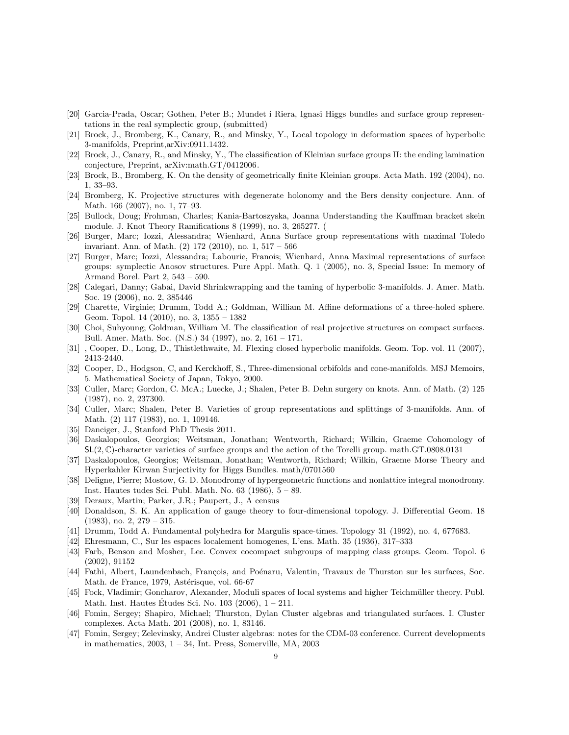[20] Garcia-Prada, Oscar; Gothen, Peter B.; Mundet i Riera, Ignasi Higgs bundles and surface group representations in the real symplectic group, (submitted)

[21] Brock, J., Bromberg, K., Canary, R., and Minsky, Y., Local topology in deformation spaces of hyperbolic 3-manifolds, Preprint,arXiv:0911.1432.

[22] Brock, J., Canary, R., and Minsky, Y., The classification of Kleinian surface groups II: the ending lamination conjecture, Preprint, arXiv:math.GT/0412006.

[23] Brock, B., Bromberg, K. On the density of geometrically finite Kleinian groups. Acta Math. 192 (2004), no. 1, 33–93.

[24] Bromberg, K. Projective structures with degenerate holonomy and the Bers density conjecture. Ann. of Math. 166 (2007), no. 1, 77–93.

[25] Bullock, Doug; Frohman, Charles; Kania-Bartoszyska, Joanna Understanding the Kauffman bracket skein module. J. Knot Theory Ramifications 8 (1999), no. 3, 265277. (

[26] Burger, Marc; Iozzi, Alessandra; Wienhard, Anna Surface group representations with maximal Toledo invariant. Ann. of Math. (2) 172 (2010), no. 1, 517 – 566

[27] Burger, Marc; Iozzi, Alessandra; Labourie, Franois; Wienhard, Anna Maximal representations of surface groups: symplectic Anosov structures. Pure Appl. Math. Q. 1 (2005), no. 3, Special Issue: In memory of Armand Borel. Part 2, 543 – 590.

[28] Calegari, Danny; Gabai, David Shrinkwrapping and the taming of hyperbolic 3-manifolds. J. Amer. Math. Soc. 19 (2006), no. 2, 385446

[29] Charette, Virginie; Drumm, Todd A.; Goldman, William M. Affine deformations of a three-holed sphere. Geom. Topol. 14 (2010), no. 3, 1355 – 1382

[30] Choi, Suhyoung; Goldman, William M. The classification of real projective structures on compact surfaces. Bull. Amer. Math. Soc. (N.S.) 34 (1997), no. 2, 161 – 171.

[31] , Cooper, D., Long, D., Thistlethwaite, M. Flexing closed hyperbolic manifolds. Geom. Top. vol. 11 (2007), 2413-2440.

[32] Cooper, D., Hodgson, C, and Kerckhoff, S., Three-dimensional orbifolds and cone-manifolds. MSJ Memoirs, 5. Mathematical Society of Japan, Tokyo, 2000.

[33] Culler, Marc; Gordon, C. McA.; Luecke, J.; Shalen, Peter B. Dehn surgery on knots. Ann. of Math. (2) 125 (1987), no. 2, 237300.

[34] Culler, Marc; Shalen, Peter B. Varieties of group representations and splittings of 3-manifolds. Ann. of Math. (2) 117 (1983), no. 1, 109146.

[35] Danciger, J., Stanford PhD Thesis 2011.

[36] Daskalopoulos, Georgios; Weitsman, Jonathan; Wentworth, Richard; Wilkin, Graeme Cohomology of $\mathsf{SL}(2,\mathbb{C})$-character varieties of surface groups and the action of the Torelli group. math.GT.0808.0131

[37] Daskalopoulos, Georgios; Weitsman, Jonathan; Wentworth, Richard; Wilkin, Graeme Morse Theory and Hyperkahler Kirwan Surjectivity for Higgs Bundles. math/0701560

[38] Deligne, Pierre; Mostow, G. D. Monodromy of hypergeometric functions and nonlattice integral monodromy. Inst. Hautes tudes Sci. Publ. Math. No. 63 (1986), 5 – 89.

[39] Deraux, Martin; Parker, J.R.; Paupert, J., A census

[40] Donaldson, S. K. An application of gauge theory to four-dimensional topology. J. Differential Geom. 18 (1983), no. 2, 279 – 315.

[41] Drumm, Todd A. Fundamental polyhedra for Margulis space-times. Topology 31 (1992), no. 4, 677683.

[42] Ehresmann, C., Sur les espaces localement homogenes, L'ens. Math. 35 (1936), 317–333

[43] Farb, Benson and Mosher, Lee. Convex cocompact subgroups of mapping class groups. Geom. Topol. 6 (2002), 91152

[44] Fathi, Albert, Laundenbach, François, and Poénaru, Valentin, Travaux de Thurston sur les surfaces, Soc. Math. de France, 1979, Astérisque, vol. 66-67

[45] Fock, Vladimir; Goncharov, Alexander, Moduli spaces of local systems and higher Teichmüller theory. Publ. Math. Inst. Hautes Études Sci. No. 103 (2006), 1 – 211.

[46] Fomin, Sergey; Shapiro, Michael; Thurston, Dylan Cluster algebras and triangulated surfaces. I. Cluster complexes. Acta Math. 201 (2008), no. 1, 83146.

[47] Fomin, Sergey; Zelevinsky, Andrei Cluster algebras: notes for the CDM-03 conference. Current developments in mathematics, 2003, 1 – 34, Int. Press, Somerville, MA, 2003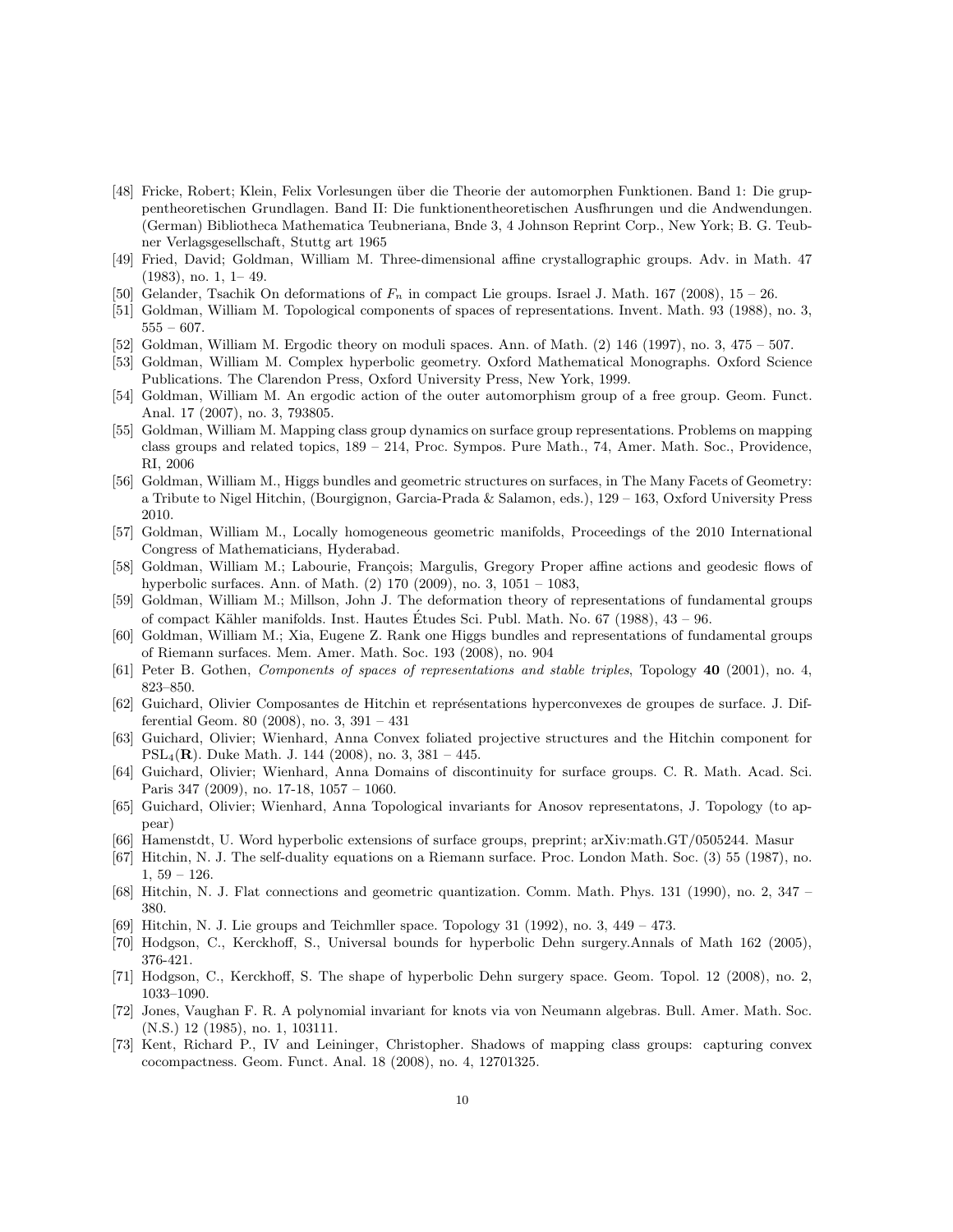- [48] Fricke, Robert; Klein, Felix Vorlesungen über die Theorie der automorphen Funktionen. Band 1: Die gruppentheoretischen Grundlagen. Band II: Die funktionentheoretischen Ausfhrungen und die Andwendungen. (German) Bibliotheca Mathematica Teubneriana, Bnde 3, 4 Johnson Reprint Corp., New York; B. G. Teubner Verlagsgesellschaft, Stuttg art 1965
- [49] Fried, David; Goldman, William M. Three-dimensional affine crystallographic groups. Adv. in Math. 47 (1983), no. 1, 1– 49.
- [50] Gelander, Tsachik On deformations of $F_n$ in compact Lie groups. Israel J. Math. 167 (2008), 15 – 26.
- [51] Goldman, William M. Topological components of spaces of representations. Invent. Math. 93 (1988), no. 3, 555 – 607.
- [52] Goldman, William M. Ergodic theory on moduli spaces. Ann. of Math. (2) 146 (1997), no. 3, 475 – 507.
- [53] Goldman, William M. Complex hyperbolic geometry. Oxford Mathematical Monographs. Oxford Science Publications. The Clarendon Press, Oxford University Press, New York, 1999.
- [54] Goldman, William M. An ergodic action of the outer automorphism group of a free group. Geom. Funct. Anal. 17 (2007), no. 3, 793805.
- [55] Goldman, William M. Mapping class group dynamics on surface group representations. Problems on mapping class groups and related topics, 189 – 214, Proc. Sympos. Pure Math., 74, Amer. Math. Soc., Providence, RI, 2006
- [56] Goldman, William M., Higgs bundles and geometric structures on surfaces, in The Many Facets of Geometry: a Tribute to Nigel Hitchin, (Bourgignon, Garcia-Prada & Salamon, eds.), 129 – 163, Oxford University Press 2010.
- [57] Goldman, William M., Locally homogeneous geometric manifolds, Proceedings of the 2010 International Congress of Mathematicians, Hyderabad.
- [58] Goldman, William M.; Labourie, François; Margulis, Gregory Proper affine actions and geodesic flows of hyperbolic surfaces. Ann. of Math. (2) 170 (2009), no. 3, 1051 – 1083,
- [59] Goldman, William M.; Millson, John J. The deformation theory of representations of fundamental groups of compact Kähler manifolds. Inst. Hautes Études Sci. Publ. Math. No. 67 (1988), 43 – 96.
- [60] Goldman, William M.; Xia, Eugene Z. Rank one Higgs bundles and representations of fundamental groups of Riemann surfaces. Mem. Amer. Math. Soc. 193 (2008), no. 904
- [61] Peter B. Gothen, *Components of spaces of representations and stable triples*, Topology **40** (2001), no. 4, 823–850.
- [62] Guichard, Olivier Composantes de Hitchin et représentations hyperconvexes de groupes de surface. J. Differential Geom. 80 (2008), no. 3, 391 – 431
- [63] Guichard, Olivier; Wienhard, Anna Convex foliated projective structures and the Hitchin component for $\mathrm{PSL}_4(\mathbf{R})$. Duke Math. J. 144 (2008), no. 3, 381 – 445.
- [64] Guichard, Olivier; Wienhard, Anna Domains of discontinuity for surface groups. C. R. Math. Acad. Sci. Paris 347 (2009), no. 17-18, 1057 – 1060.
- [65] Guichard, Olivier; Wienhard, Anna Topological invariants for Anosov representatons, J. Topology (to appear)
- [66] Hamenstdt, U. Word hyperbolic extensions of surface groups, preprint; arXiv:math.GT/0505244. Masur
- [67] Hitchin, N. J. The self-duality equations on a Riemann surface. Proc. London Math. Soc. (3) 55 (1987), no. 1, 59 – 126.
- [68] Hitchin, N. J. Flat connections and geometric quantization. Comm. Math. Phys. 131 (1990), no. 2, 347 – 380.
- [69] Hitchin, N. J. Lie groups and Teichmller space. Topology 31 (1992), no. 3, 449 – 473.
- [70] Hodgson, C., Kerckhoff, S., Universal bounds for hyperbolic Dehn surgery.Annals of Math 162 (2005), 376-421.
- [71] Hodgson, C., Kerckhoff, S. The shape of hyperbolic Dehn surgery space. Geom. Topol. 12 (2008), no. 2, 1033–1090.
- [72] Jones, Vaughan F. R. A polynomial invariant for knots via von Neumann algebras. Bull. Amer. Math. Soc. (N.S.) 12 (1985), no. 1, 103111.
- [73] Kent, Richard P., IV and Leininger, Christopher. Shadows of mapping class groups: capturing convex cocompactness. Geom. Funct. Anal. 18 (2008), no. 4, 12701325.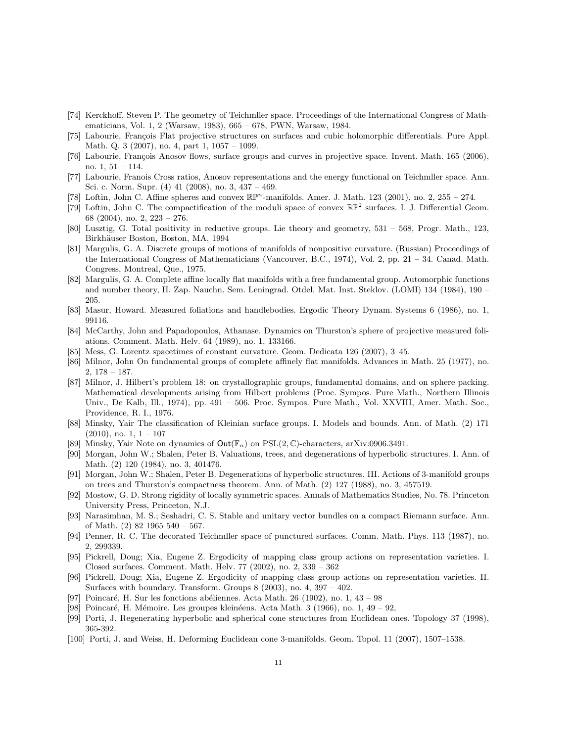[74] Kerckhoff, Steven P. The geometry of Teichmller space. Proceedings of the International Congress of Mathematicians, Vol. 1, 2 (Warsaw, 1983), 665 – 678, PWN, Warsaw, 1984.

[75] Labourie, François Flat projective structures on surfaces and cubic holomorphic differentials. Pure Appl. Math. Q. 3 (2007), no. 4, part 1, 1057 – 1099.

[76] Labourie, François Anosov flows, surface groups and curves in projective space. Invent. Math. 165 (2006), no. 1, 51 – 114.

[77] Labourie, Franois Cross ratios, Anosov representations and the energy functional on Teichmller space. Ann. Sci. c. Norm. Supr. (4) 41 (2008), no. 3, 437 – 469.

[78] Loftin, John C. Affine spheres and convex $\mathbb{RP}^n$-manifolds. Amer. J. Math. 123 (2001), no. 2, 255 – 274.

[79] Loftin, John C. The compactification of the moduli space of convex $\mathbb{RP}^2$ surfaces. I. J. Differential Geom. 68 (2004), no. 2, 223 – 276.

[80] Lusztig, G. Total positivity in reductive groups. Lie theory and geometry, 531 – 568, Progr. Math., 123, Birkhäuser Boston, Boston, MA, 1994

[81] Margulis, G. A. Discrete groups of motions of manifolds of nonpositive curvature. (Russian) Proceedings of the International Congress of Mathematicians (Vancouver, B.C., 1974), Vol. 2, pp. 21 – 34. Canad. Math. Congress, Montreal, Que., 1975.

[82] Margulis, G. A. Complete affine locally flat manifolds with a free fundamental group. Automorphic functions and number theory, II. Zap. Nauchn. Sem. Leningrad. Otdel. Mat. Inst. Steklov. (LOMI) 134 (1984), 190 – 205.

[83] Masur, Howard. Measured foliations and handlebodies. Ergodic Theory Dynam. Systems 6 (1986), no. 1, 99116.

[84] McCarthy, John and Papadopoulos, Athanase. Dynamics on Thurston's sphere of projective measured foliations. Comment. Math. Helv. 64 (1989), no. 1, 133166.

[85] Mess, G. Lorentz spacetimes of constant curvature. Geom. Dedicata 126 (2007), 3–45.

[86] Milnor, John On fundamental groups of complete affinely flat manifolds. Advances in Math. 25 (1977), no. 2, 178 – 187.

[87] Milnor, J. Hilbert's problem 18: on crystallographic groups, fundamental domains, and on sphere packing. Mathematical developments arising from Hilbert problems (Proc. Sympos. Pure Math., Northern Illinois Univ., De Kalb, Ill., 1974), pp. 491 – 506. Proc. Sympos. Pure Math., Vol. XXVIII, Amer. Math. Soc., Providence, R. I., 1976.

[88] Minsky, Yair The classification of Kleinian surface groups. I. Models and bounds. Ann. of Math. (2) 171 (2010), no. 1, 1 – 107

[89] Minsky, Yair Note on dynamics of $\mathsf{Out}(\mathbb{F}_n)$ on $\mathrm{PSL}(2,\mathbb{C})$-characters, arXiv:0906.3491.

[90] Morgan, John W.; Shalen, Peter B. Valuations, trees, and degenerations of hyperbolic structures. I. Ann. of Math. (2) 120 (1984), no. 3, 401476.

[91] Morgan, John W.; Shalen, Peter B. Degenerations of hyperbolic structures. III. Actions of 3-manifold groups on trees and Thurston's compactness theorem. Ann. of Math. (2) 127 (1988), no. 3, 457519.

[92] Mostow, G. D. Strong rigidity of locally symmetric spaces. Annals of Mathematics Studies, No. 78. Princeton University Press, Princeton, N.J.

[93] Narasimhan, M. S.; Seshadri, C. S. Stable and unitary vector bundles on a compact Riemann surface. Ann. of Math. (2) 82 1965 540 – 567.

[94] Penner, R. C. The decorated Teichmller space of punctured surfaces. Comm. Math. Phys. 113 (1987), no. 2, 299339.

[95] Pickrell, Doug; Xia, Eugene Z. Ergodicity of mapping class group actions on representation varieties. I. Closed surfaces. Comment. Math. Helv. 77 (2002), no. 2, 339 – 362

[96] Pickrell, Doug; Xia, Eugene Z. Ergodicity of mapping class group actions on representation varieties. II. Surfaces with boundary. Transform. Groups 8 (2003), no. 4, 397 – 402.

[97] Poincaré, H. Sur les fonctions abéliennes. Acta Math. 26 (1902), no. 1, 43 – 98

[98] Poincaré, H. Mémoire. Les groupes kleinéens. Acta Math. 3 (1966), no. 1, 49 – 92,

[99] Porti, J. Regenerating hyperbolic and spherical cone structures from Euclidean ones. Topology 37 (1998), 365-392.

[100] Porti, J. and Weiss, H. Deforming Euclidean cone 3-manifolds. Geom. Topol. 11 (2007), 1507–1538.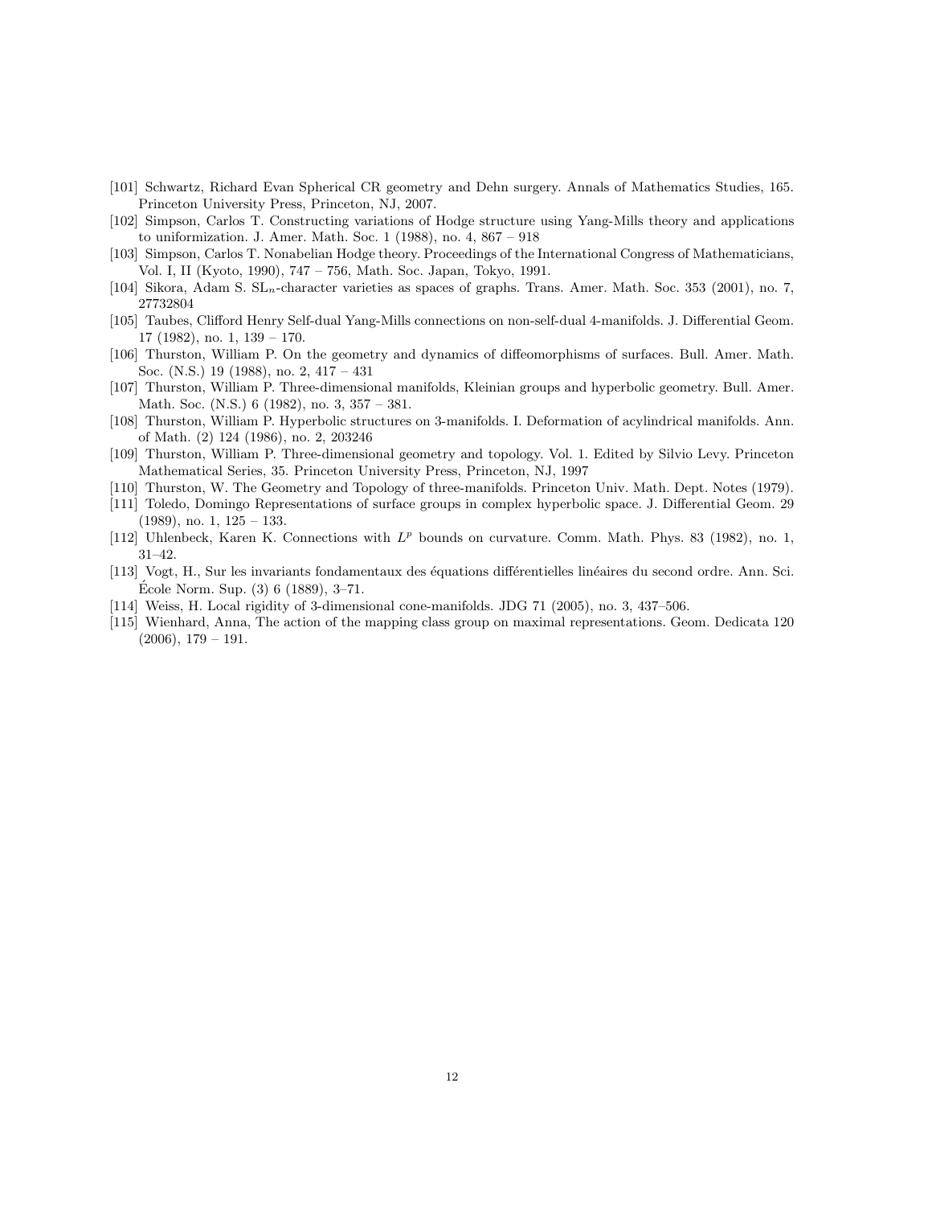[101] Schwartz, Richard Evan Spherical CR geometry and Dehn surgery. Annals of Mathematics Studies, 165. Princeton University Press, Princeton, NJ, 2007.

[102] Simpson, Carlos T. Constructing variations of Hodge structure using Yang-Mills theory and applications to uniformization. J. Amer. Math. Soc. 1 (1988), no. 4, 867 – 918

[103] Simpson, Carlos T. Nonabelian Hodge theory. Proceedings of the International Congress of Mathematicians, Vol. I, II (Kyoto, 1990), 747 – 756, Math. Soc. Japan, Tokyo, 1991.

[104] Sikora, Adam S. $\mathrm{SL}_n$-character varieties as spaces of graphs. Trans. Amer. Math. Soc. 353 (2001), no. 7, 27732804

[105] Taubes, Clifford Henry Self-dual Yang-Mills connections on non-self-dual 4-manifolds. J. Differential Geom. 17 (1982), no. 1, 139 – 170.

[106] Thurston, William P. On the geometry and dynamics of diffeomorphisms of surfaces. Bull. Amer. Math. Soc. (N.S.) 19 (1988), no. 2, 417 – 431

[107] Thurston, William P. Three-dimensional manifolds, Kleinian groups and hyperbolic geometry. Bull. Amer. Math. Soc. (N.S.) 6 (1982), no. 3, 357 – 381.

[108] Thurston, William P. Hyperbolic structures on 3-manifolds. I. Deformation of acylindrical manifolds. Ann. of Math. (2) 124 (1986), no. 2, 203246

[109] Thurston, William P. Three-dimensional geometry and topology. Vol. 1. Edited by Silvio Levy. Princeton Mathematical Series, 35. Princeton University Press, Princeton, NJ, 1997

[110] Thurston, W. The Geometry and Topology of three-manifolds. Princeton Univ. Math. Dept. Notes (1979).

[111] Toledo, Domingo Representations of surface groups in complex hyperbolic space. J. Differential Geom. 29 (1989), no. 1, 125 – 133.

[112] Uhlenbeck, Karen K. Connections with $L^p$ bounds on curvature. Comm. Math. Phys. 83 (1982), no. 1, 31–42.

[113] Vogt, H., Sur les invariants fondamentaux des équations différentielles linéaires du second ordre. Ann. Sci. École Norm. Sup. (3) 6 (1889), 3–71.

[114] Weiss, H. Local rigidity of 3-dimensional cone-manifolds. JDG 71 (2005), no. 3, 437–506.

[115] Wienhard, Anna, The action of the mapping class group on maximal representations. Geom. Dedicata 120 (2006), 179 – 191.